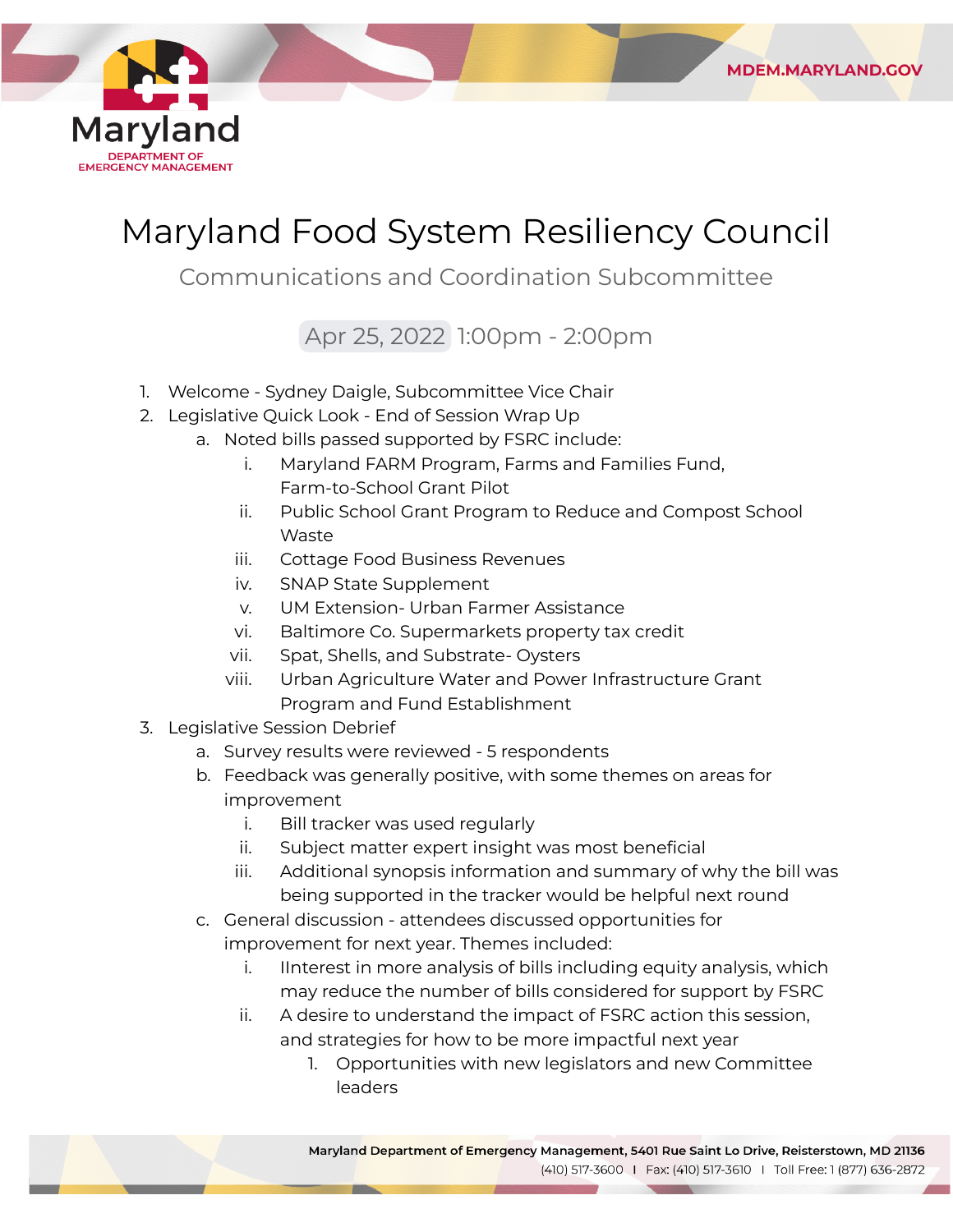# Maryland Food System Resiliency Council

## Communications and Coordination Subcommittee

Apr 25, 2022 1:00pm - 2:00pm

1. Welcome - Sydney Daigle, Subcommittee Vice Chair
2. Legislative Quick Look - End of Session Wrap Up
    a. Noted bills passed supported by FSRC include:
        i. Maryland FARM Program, Farms and Families Fund, Farm-to-School Grant Pilot
        ii. Public School Grant Program to Reduce and Compost School Waste
        iii. Cottage Food Business Revenues
        iv. SNAP State Supplement
        v. UM Extension- Urban Farmer Assistance
        vi. Baltimore Co. Supermarkets property tax credit
        vii. Spat, Shells, and Substrate- Oysters
        viii. Urban Agriculture Water and Power Infrastructure Grant Program and Fund Establishment
3. Legislative Session Debrief
    a. Survey results were reviewed - 5 respondents
    b. Feedback was generally positive, with some themes on areas for improvement
        i. Bill tracker was used regularly
        ii. Subject matter expert insight was most beneficial
        iii. Additional synopsis information and summary of why the bill was being supported in the tracker would be helpful next round
    c. General discussion - attendees discussed opportunities for improvement for next year. Themes included:
        i. IInterest in more analysis of bills including equity analysis, which may reduce the number of bills considered for support by FSRC
        ii. A desire to understand the impact of FSRC action this session, and strategies for how to be more impactful next year
            1. Opportunities with new legislators and new Committee leaders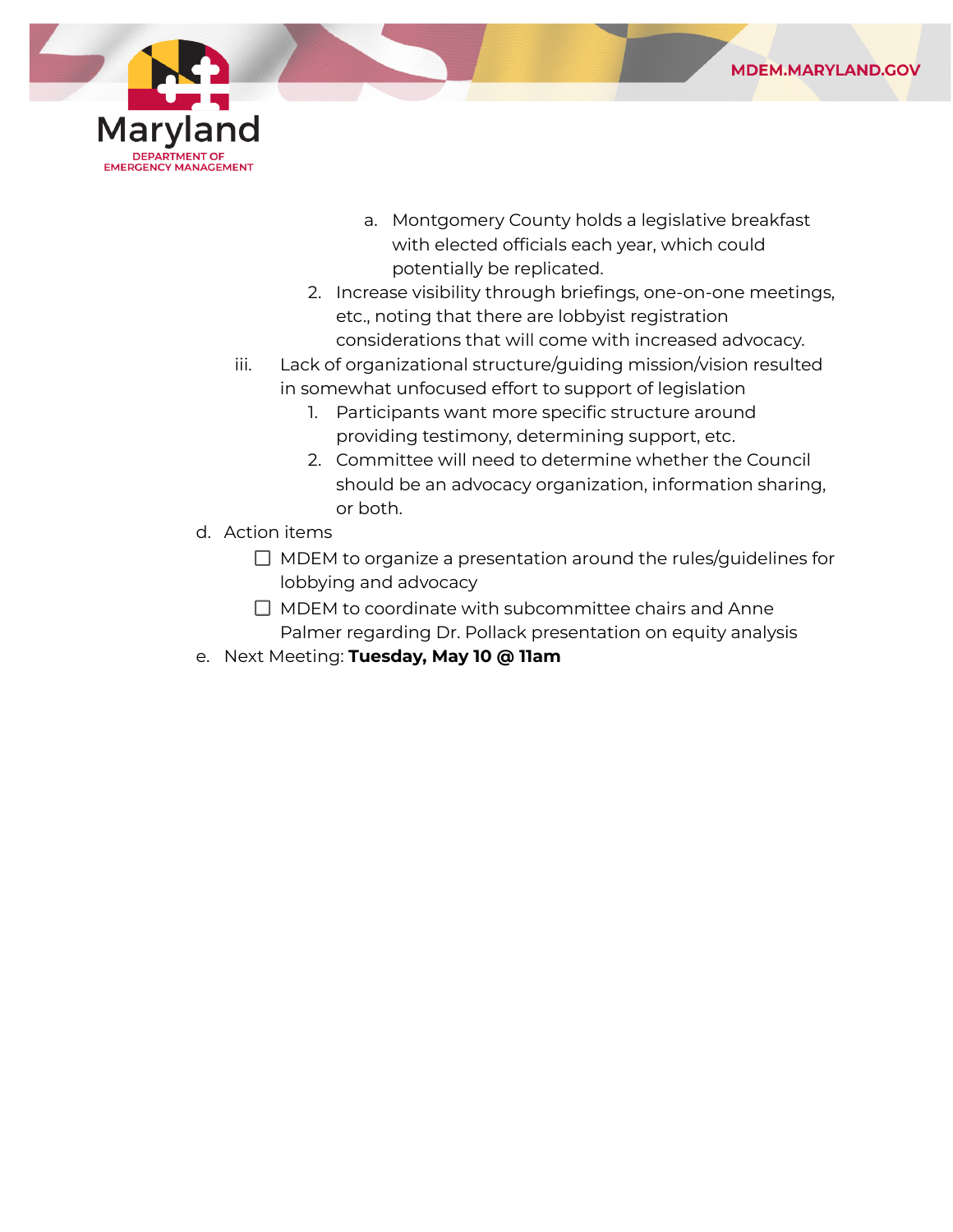a. Montgomery County holds a legislative breakfast with elected officials each year, which could potentially be replicated.
        2. Increase visibility through briefings, one-on-one meetings, etc., noting that there are lobbyist registration considerations that will come with increased advocacy.
    iii. Lack of organizational structure/guiding mission/vision resulted in somewhat unfocused effort to support of legislation
        1. Participants want more specific structure around providing testimony, determining support, etc.
        2. Committee will need to determine whether the Council should be an advocacy organization, information sharing, or both.

d. Action items
    - [ ] MDEM to organize a presentation around the rules/guidelines for lobbying and advocacy
    - [ ] MDEM to coordinate with subcommittee chairs and Anne Palmer regarding Dr. Pollack presentation on equity analysis

e. Next Meeting: **Tuesday, May 10 @ 11am**